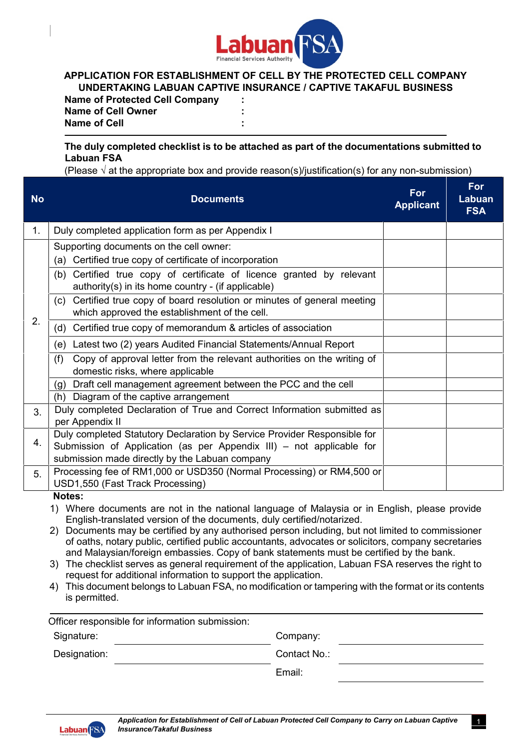# APPLICATION FOR ESTABLISHMENT OF CELL BY THE PROTECTED CELL COMPANY UNDERTAKING LABUAN CAPTIVE INSURANCE / CAPTIVE TAKAFUL BUSINESS

**Name of Protected Cell Company :**
**Name of Cell Owner :**
**Name of Cell :**

**The duly completed checklist is to be attached as part of the documentations submitted to Labuan FSA**
(Please √ at the appropriate box and provide reason(s)/justification(s) for any non-submission)

| No | Documents | For Applicant | For Labuan FSA |
|---|---|---|---|
| 1. | Duly completed application form as per Appendix I | | |
| 2. | Supporting documents on the cell owner: (a) Certified true copy of certificate of incorporation | | |
| | (b) Certified true copy of certificate of licence granted by relevant authority(s) in its home country - (if applicable) | | |
| | (c) Certified true copy of board resolution or minutes of general meeting which approved the establishment of the cell. | | |
| | (d) Certified true copy of memorandum & articles of association | | |
| | (e) Latest two (2) years Audited Financial Statements/Annual Report | | |
| | (f) Copy of approval letter from the relevant authorities on the writing of domestic risks, where applicable | | |
| | (g) Draft cell management agreement between the PCC and the cell | | |
| | (h) Diagram of the captive arrangement | | |
| 3. | Duly completed Declaration of True and Correct Information submitted as per Appendix II | | |
| 4. | Duly completed Statutory Declaration by Service Provider Responsible for Submission of Application (as per Appendix III) – not applicable for submission made directly by the Labuan company | | |
| 5. | Processing fee of RM1,000 or USD350 (Normal Processing) or RM4,500 or USD1,550 (Fast Track Processing) | | |

**Notes:**

1) Where documents are not in the national language of Malaysia or in English, please provide English-translated version of the documents, duly certified/notarized.
2) Documents may be certified by any authorised person including, but not limited to commissioner of oaths, notary public, certified public accountants, advocates or solicitors, company secretaries and Malaysian/foreign embassies. Copy of bank statements must be certified by the bank.
3) The checklist serves as general requirement of the application, Labuan FSA reserves the right to request for additional information to support the application.
4) This document belongs to Labuan FSA, no modification or tampering with the format or its contents is permitted.

---

Officer responsible for information submission:

Signature: ____________________ Company: ____________________

Designation: ____________________ Contact No.: ____________________

Email: ____________________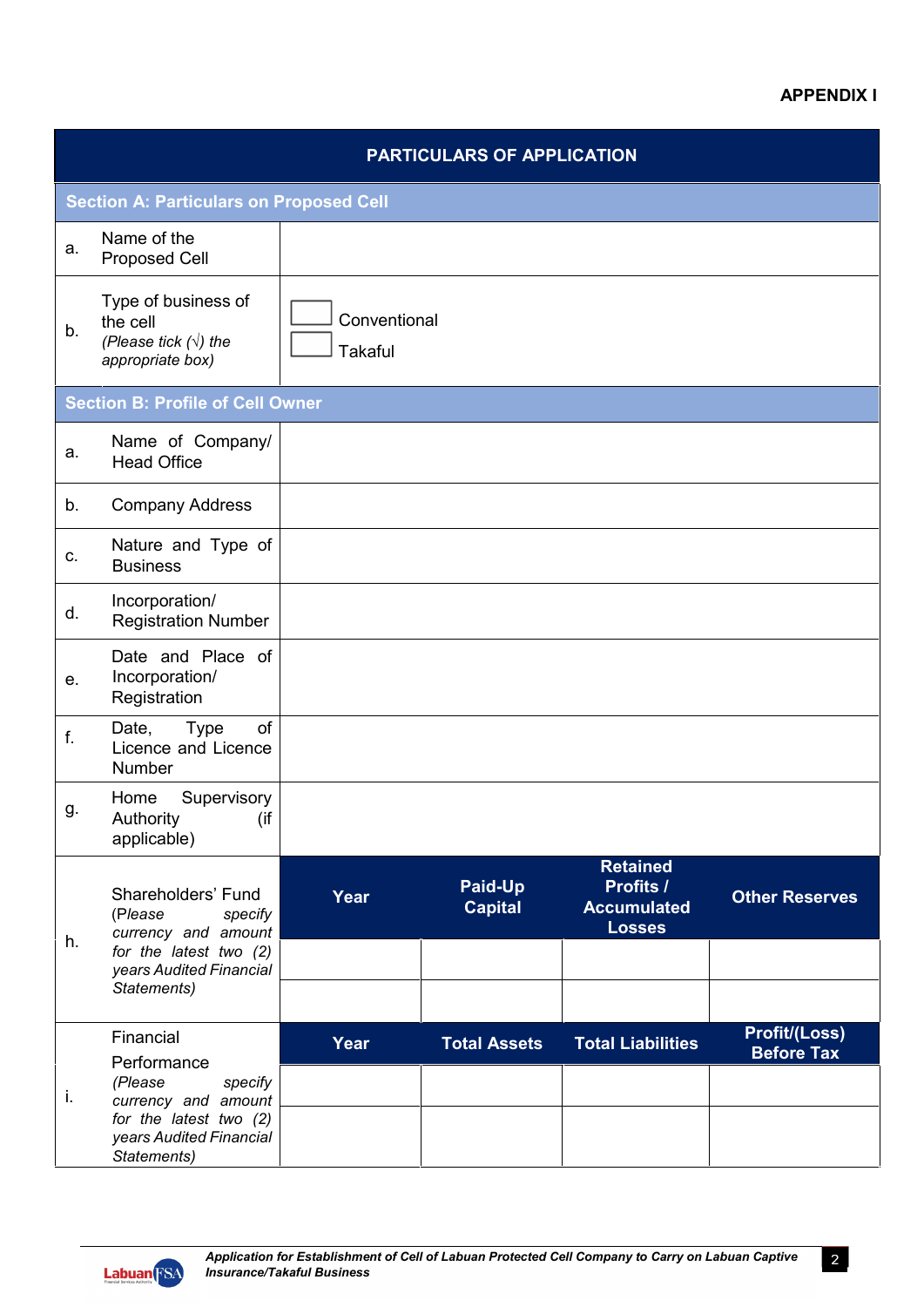**APPENDIX I**

## PARTICULARS OF APPLICATION

### Section A: Particulars on Proposed Cell

| | | |
|---|---|---|
| a. | Name of the Proposed Cell | |
| b. | Type of business of the cell *(Please tick (√) the appropriate box)* | ☐ Conventional<br>☐ Takaful |

### Section B: Profile of Cell Owner

| | | |
|---|---|---|
| a. | Name of Company/ Head Office | |
| b. | Company Address | |
| c. | Nature and Type of Business | |
| d. | Incorporation/ Registration Number | |
| e. | Date and Place of Incorporation/ Registration | |
| f. | Date, Type of Licence and Licence Number | |
| g. | Home Supervisory Authority (if applicable) | |

**h.** Shareholders' Fund *(Please specify currency and amount for the latest two (2) years Audited Financial Statements)*

| Year | Paid-Up Capital | Retained Profits / Accumulated Losses | Other Reserves |
|---|---|---|---|
| | | | |
| | | | |

**i.** Financial Performance *(Please specify currency and amount for the latest two (2) years Audited Financial Statements)*

| Year | Total Assets | Total Liabilities | Profit/(Loss) Before Tax |
|---|---|---|---|
| | | | |
| | | | |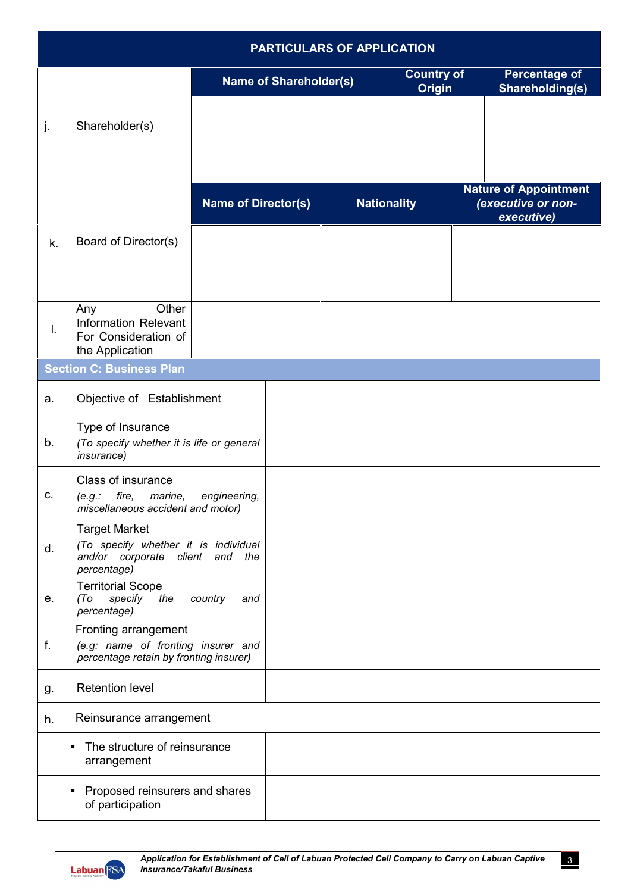## PARTICULARS OF APPLICATION

| | | Name of Shareholder(s) | Country of Origin | Percentage of Shareholding(s) |
|---|---|---|---|---|
| j. | Shareholder(s) | | | |

| | | Name of Director(s) | Nationality | Nature of Appointment *(executive or non-executive)* |
|---|---|---|---|---|
| k. | Board of Director(s) | | | |

| | | |
|---|---|---|
| l. | Any Other Information Relevant For Consideration of the Application | |

### Section C: Business Plan

| | | |
|---|---|---|
| a. | Objective of Establishment | |
| b. | Type of Insurance<br>*(To specify whether it is life or general insurance)* | |
| c. | Class of insurance<br>*(e.g.: fire, marine, engineering, miscellaneous accident and motor)* | |
| d. | Target Market<br>*(To specify whether it is individual and/or corporate client and the percentage)* | |
| e. | Territorial Scope<br>*(To specify the country and percentage)* | |
| f. | Fronting arrangement<br>*(e.g: name of fronting insurer and percentage retain by fronting insurer)* | |
| g. | Retention level | |
| h. | Reinsurance arrangement | |
| | ▪ The structure of reinsurance arrangement | |
| | ▪ Proposed reinsurers and shares of participation | |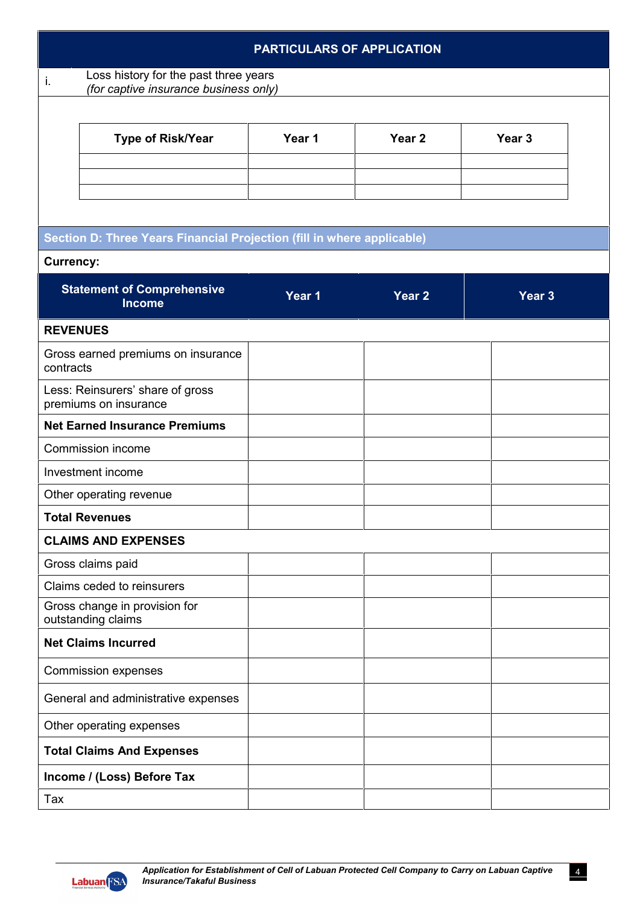## PARTICULARS OF APPLICATION

i. Loss history for the past three years
*(for captive insurance business only)*

| Type of Risk/Year | Year 1 | Year 2 | Year 3 |
|---|---|---|---|
| | | | |
| | | | |
| | | | |

### Section D: Three Years Financial Projection (fill in where applicable)

**Currency:**

| Statement of Comprehensive Income | Year 1 | Year 2 | Year 3 |
|---|---|---|---|
| **REVENUES** | | | |
| Gross earned premiums on insurance contracts | | | |
| Less: Reinsurers' share of gross premiums on insurance | | | |
| **Net Earned Insurance Premiums** | | | |
| Commission income | | | |
| Investment income | | | |
| Other operating revenue | | | |
| **Total Revenues** | | | |
| **CLAIMS AND EXPENSES** | | | |
| Gross claims paid | | | |
| Claims ceded to reinsurers | | | |
| Gross change in provision for outstanding claims | | | |
| **Net Claims Incurred** | | | |
| Commission expenses | | | |
| General and administrative expenses | | | |
| Other operating expenses | | | |
| **Total Claims And Expenses** | | | |
| **Income / (Loss) Before Tax** | | | |
| Tax | | | |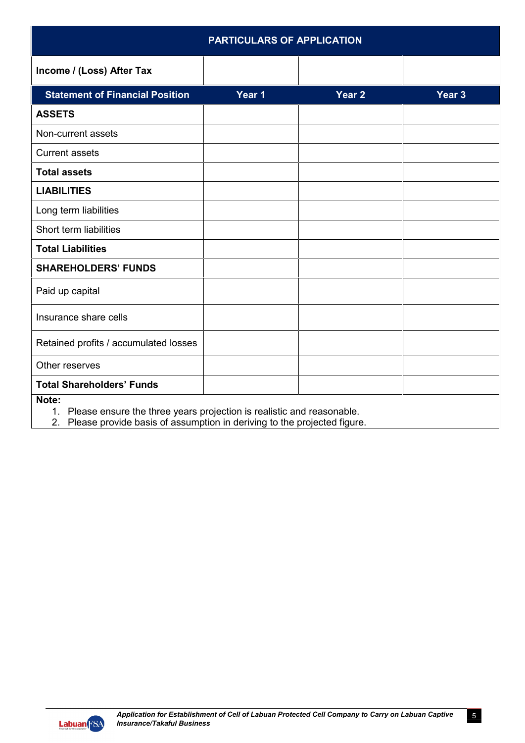## PARTICULARS OF APPLICATION

| Income / (Loss) After Tax | | | |
|---|---|---|---|
| **Statement of Financial Position** | **Year 1** | **Year 2** | **Year 3** |
| **ASSETS** | | | |
| Non-current assets | | | |
| Current assets | | | |
| **Total assets** | | | |
| **LIABILITIES** | | | |
| Long term liabilities | | | |
| Short term liabilities | | | |
| **Total Liabilities** | | | |
| **SHAREHOLDERS' FUNDS** | | | |
| Paid up capital | | | |
| Insurance share cells | | | |
| Retained profits / accumulated losses | | | |
| Other reserves | | | |
| **Total Shareholders' Funds** | | | |

**Note:**

1. Please ensure the three years projection is realistic and reasonable.
2. Please provide basis of assumption in deriving to the projected figure.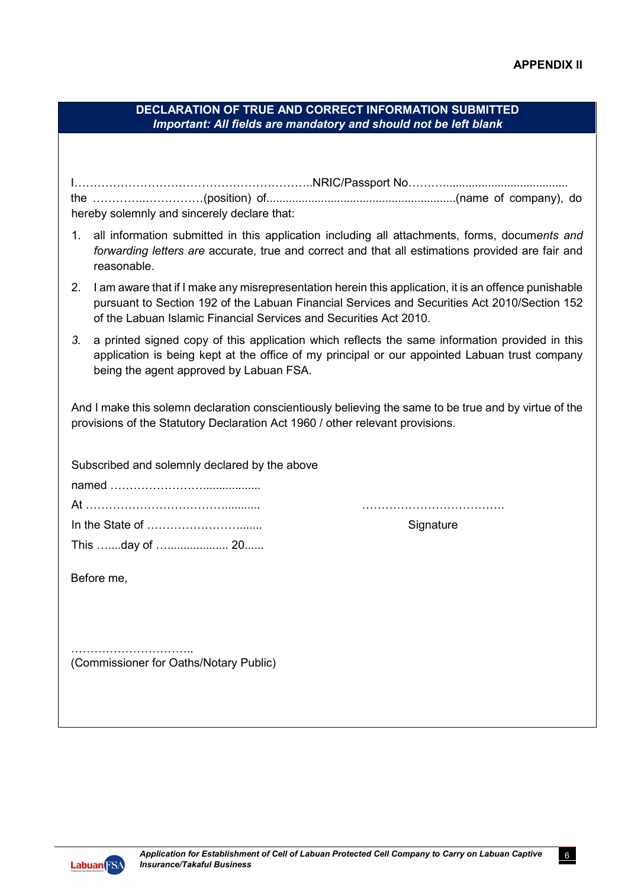**APPENDIX II**

## DECLARATION OF TRUE AND CORRECT INFORMATION SUBMITTED

***Important: All fields are mandatory and should not be left blank***

I……………………………………………………..NRIC/Passport No……….................................... the …………..……………(position) of..........................................................(name of company), do hereby solemnly and sincerely declare that:

1. all information submitted in this application including all attachments, forms, docum*ents and forwarding letters are* accurate, true and correct and that all estimations provided are fair and reasonable.
2. I am aware that if I make any misrepresentation herein this application, it is an offence punishable pursuant to Section 192 of the Labuan Financial Services and Securities Act 2010/Section 152 of the Labuan Islamic Financial Services and Securities Act 2010.
3. a printed signed copy of this application which reflects the same information provided in this application is being kept at the office of my principal or our appointed Labuan trust company being the agent approved by Labuan FSA.

And I make this solemn declaration conscientiously believing the same to be true and by virtue of the provisions of the Statutory Declaration Act 1960 / other relevant provisions.

Subscribed and solemnly declared by the above

named …………………….................

At …………………………………..........

In the State of ……………………….......

This …....day of …................... 20......

……………………………….

Signature

Before me,

…………………………..

(Commissioner for Oaths/Notary Public)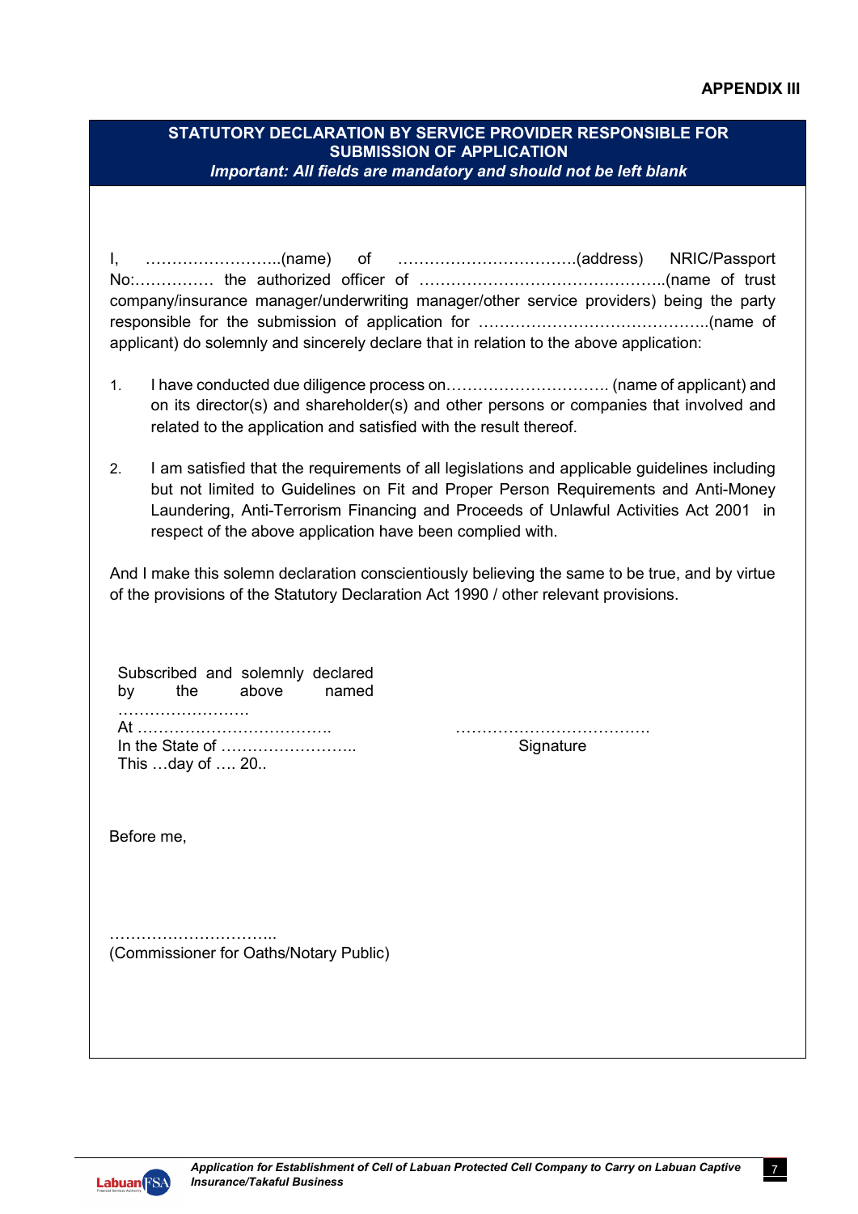**APPENDIX III**

**STATUTORY DECLARATION BY SERVICE PROVIDER RESPONSIBLE FOR SUBMISSION OF APPLICATION**

***Important: All fields are mandatory and should not be left blank***

I, ……………………..(name) of …………………………….(address) NRIC/Passport No:…………… the authorized officer of ………………………………………..(name of trust company/insurance manager/underwriting manager/other service providers) being the party responsible for the submission of application for ……………………………………..(name of applicant) do solemnly and sincerely declare that in relation to the above application:

1. I have conducted due diligence process on…………………………. (name of applicant) and on its director(s) and shareholder(s) and other persons or companies that involved and related to the application and satisfied with the result thereof.

2. I am satisfied that the requirements of all legislations and applicable guidelines including but not limited to Guidelines on Fit and Proper Person Requirements and Anti-Money Laundering, Anti-Terrorism Financing and Proceeds of Unlawful Activities Act 2001 in respect of the above application have been complied with.

And I make this solemn declaration conscientiously believing the same to be true, and by virtue of the provisions of the Statutory Declaration Act 1990 / other relevant provisions.

Subscribed and solemnly declared by the above named …………………….
At ……………………………….
In the State of ……………………..
This …day of …. 20..

……………………………….
Signature

Before me,

…………………………..
(Commissioner for Oaths/Notary Public)